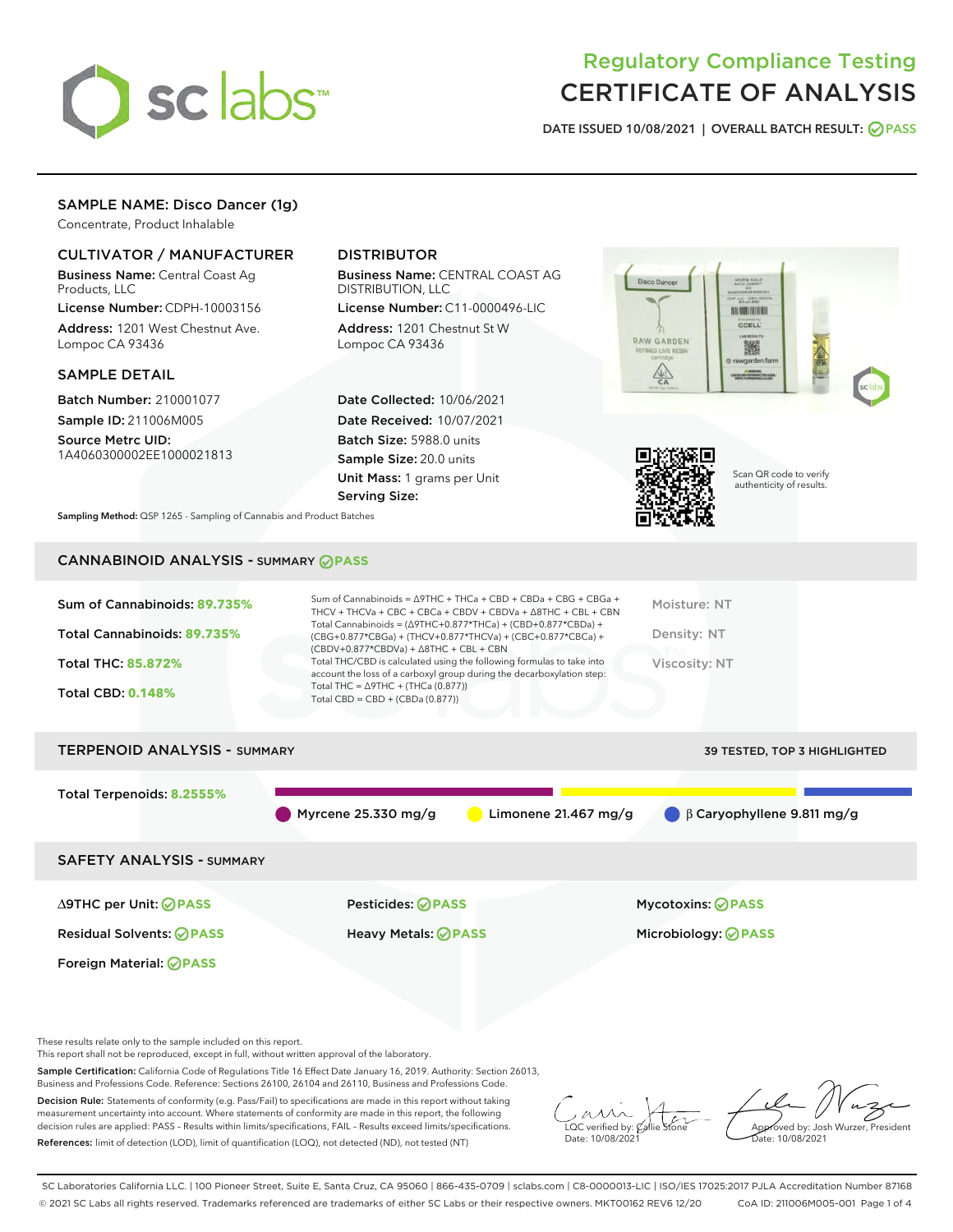# Regulatory Compliance Testing
# CERTIFICATE OF ANALYSIS

DATE ISSUED 10/08/2021 | OVERALL BATCH RESULT: PASS

## SAMPLE NAME: Disco Dancer (1g)

Concentrate, Product Inhalable

### CULTIVATOR / MANUFACTURER

**Business Name:** Central Coast Ag Products, LLC

**License Number:** CDPH-10003156

**Address:** 1201 West Chestnut Ave. Lompoc CA 93436

### DISTRIBUTOR

**Business Name:** CENTRAL COAST AG DISTRIBUTION, LLC

**License Number:** C11-0000496-LIC

**Address:** 1201 Chestnut St W Lompoc CA 93436

### SAMPLE DETAIL

**Batch Number:** 210001077

**Sample ID:** 211006M005

**Source Metrc UID:** 1A4060300002EE1000021813

**Date Collected:** 10/06/2021

**Date Received:** 10/07/2021

**Batch Size:** 5988.0 units

**Sample Size:** 20.0 units

**Unit Mass:** 1 grams per Unit

**Serving Size:**

Scan QR code to verify authenticity of results.

**Sampling Method:** QSP 1265 - Sampling of Cannabis and Product Batches

## CANNABINOID ANALYSIS - SUMMARY PASS

**Sum of Cannabinoids:** 89.735%

**Total Cannabinoids:** 89.735%

**Total THC:** 85.872%

**Total CBD:** 0.148%

Sum of Cannabinoids = Δ9THC + THCa + CBD + CBDa + CBG + CBGa + THCV + THCVa + CBC + CBCa + CBDV + CBDVa + Δ8THC + CBL + CBN

Total Cannabinoids = (Δ9THC+0.877*THCa) + (CBD+0.877*CBDa) + (CBG+0.877*CBGa) + (THCV+0.877*THCVa) + (CBC+0.877*CBCa) + (CBDV+0.877*CBDVa) + Δ8THC + CBL + CBN

Total THC/CBD is calculated using the following formulas to take into account the loss of a carboxyl group during the decarboxylation step:

Total THC = Δ9THC + (THCa (0.877))

Total CBD = CBD + (CBDa (0.877))

Moisture: NT

Density: NT

Viscosity: NT

## TERPENOID ANALYSIS - SUMMARY

39 TESTED, TOP 3 HIGHLIGHTED

**Total Terpenoids:** 8.2555%

Myrcene 25.330 mg/g | Limonene 21.467 mg/g | β Caryophyllene 9.811 mg/g

## SAFETY ANALYSIS - SUMMARY

| | | |
|---|---|---|
| Δ9THC per Unit: PASS | Pesticides: PASS | Mycotoxins: PASS |
| Residual Solvents: PASS | Heavy Metals: PASS | Microbiology: PASS |
| Foreign Material: PASS | | |

These results relate only to the sample included on this report.
This report shall not be reproduced, except in full, without written approval of the laboratory.

**Sample Certification:** California Code of Regulations Title 16 Effect Date January 16, 2019. Authority: Section 26013, Business and Professions Code. Reference: Sections 26100, 26104 and 26110, Business and Professions Code.

**Decision Rule:** Statements of conformity (e.g. Pass/Fail) to specifications are made in this report without taking measurement uncertainty into account. Where statements of conformity are made in this report, the following decision rules are applied: PASS – Results within limits/specifications, FAIL – Results exceed limits/specifications.

**References:** limit of detection (LOD), limit of quantification (LOQ), not detected (ND), not tested (NT)

LQC verified by: Callie Stone
Date: 10/08/2021

Approved by: Josh Wurzer, President
Date: 10/08/2021

SC Laboratories California LLC. | 100 Pioneer Street, Suite E, Santa Cruz, CA 95060 | 866-435-0709 | sclabs.com | C8-0000013-LIC | ISO/IES 17025:2017 PJLA Accreditation Number 87168
© 2021 SC Labs all rights reserved. Trademarks referenced are trademarks of either SC Labs or their respective owners. MKT00162 REV6 12/20 CoA ID: 211006M005-001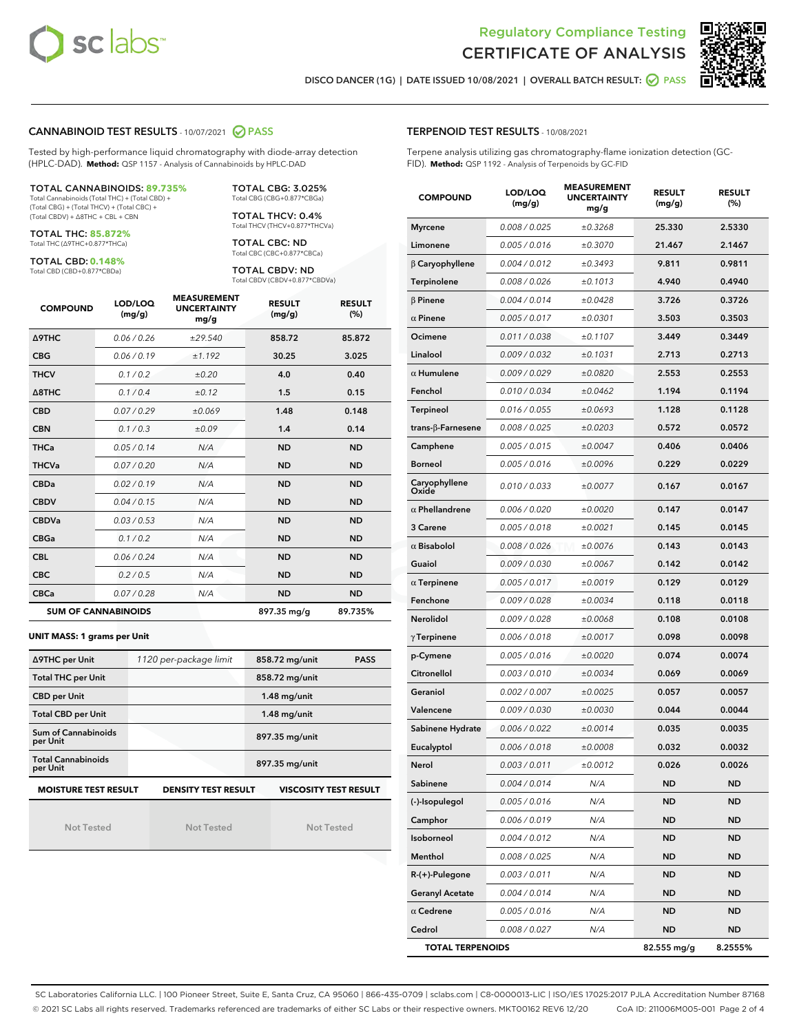# Regulatory Compliance Testing
# CERTIFICATE OF ANALYSIS

DISCO DANCER (1G) | DATE ISSUED 10/08/2021 | OVERALL BATCH RESULT: PASS

## CANNABINOID TEST RESULTS - 10/07/2021 PASS

Tested by high-performance liquid chromatography with diode-array detection (HPLC-DAD). **Method:** QSP 1157 - Analysis of Cannabinoids by HPLC-DAD

**TOTAL CANNABINOIDS: 89.735%**
Total Cannabinoids (Total THC) + (Total CBD) + (Total CBG) + (Total THCV) + (Total CBC) + (Total CBDV) + Δ8THC + CBL + CBN

**TOTAL THC: 85.872%**
Total THC (Δ9THC+0.877*THCa)

**TOTAL CBD: 0.148%**
Total CBD (CBD+0.877*CBDa)

**TOTAL CBG: 3.025%**
Total CBG (CBG+0.877*CBGa)

**TOTAL THCV: 0.4%**
Total THCV (THCV+0.877*THCVa)

**TOTAL CBC: ND**
Total CBC (CBC+0.877*CBCa)

**TOTAL CBDV: ND**
Total CBDV (CBDV+0.877*CBDVa)

| COMPOUND | LOD/LOQ (mg/g) | MEASUREMENT UNCERTAINTY mg/g | RESULT (mg/g) | RESULT (%) |
|---|---|---|---|---|
| Δ9THC | 0.06 / 0.26 | ±29.540 | 858.72 | 85.872 |
| CBG | 0.06 / 0.19 | ±1.192 | 30.25 | 3.025 |
| THCV | 0.1 / 0.2 | ±0.20 | 4.0 | 0.40 |
| Δ8THC | 0.1 / 0.4 | ±0.12 | 1.5 | 0.15 |
| CBD | 0.07 / 0.29 | ±0.069 | 1.48 | 0.148 |
| CBN | 0.1 / 0.3 | ±0.09 | 1.4 | 0.14 |
| THCa | 0.05 / 0.14 | N/A | ND | ND |
| THCVa | 0.07 / 0.20 | N/A | ND | ND |
| CBDa | 0.02 / 0.19 | N/A | ND | ND |
| CBDV | 0.04 / 0.15 | N/A | ND | ND |
| CBDVa | 0.03 / 0.53 | N/A | ND | ND |
| CBGa | 0.1 / 0.2 | N/A | ND | ND |
| CBL | 0.06 / 0.24 | N/A | ND | ND |
| CBC | 0.2 / 0.5 | N/A | ND | ND |
| CBCa | 0.07 / 0.28 | N/A | ND | ND |
| **SUM OF CANNABINOIDS** | | | 897.35 mg/g | 89.735% |

**UNIT MASS: 1 grams per Unit**

| | | | |
|---|---|---|---|
| Δ9THC per Unit | 1120 per-package limit | 858.72 mg/unit | PASS |
| Total THC per Unit | | 858.72 mg/unit | |
| CBD per Unit | | 1.48 mg/unit | |
| Total CBD per Unit | | 1.48 mg/unit | |
| Sum of Cannabinoids per Unit | | 897.35 mg/unit | |
| Total Cannabinoids per Unit | | 897.35 mg/unit | |

| MOISTURE TEST RESULT | DENSITY TEST RESULT | VISCOSITY TEST RESULT |
|---|---|---|
| Not Tested | Not Tested | Not Tested |

## TERPENOID TEST RESULTS - 10/08/2021

Terpene analysis utilizing gas chromatography-flame ionization detection (GC-FID). **Method:** QSP 1192 - Analysis of Terpenoids by GC-FID

| COMPOUND | LOD/LOQ (mg/g) | MEASUREMENT UNCERTAINTY mg/g | RESULT (mg/g) | RESULT (%) |
|---|---|---|---|---|
| Myrcene | 0.008 / 0.025 | ±0.3268 | 25.330 | 2.5330 |
| Limonene | 0.005 / 0.016 | ±0.3070 | 21.467 | 2.1467 |
| β Caryophyllene | 0.004 / 0.012 | ±0.3493 | 9.811 | 0.9811 |
| Terpinolene | 0.008 / 0.026 | ±0.1013 | 4.940 | 0.4940 |
| β Pinene | 0.004 / 0.014 | ±0.0428 | 3.726 | 0.3726 |
| α Pinene | 0.005 / 0.017 | ±0.0301 | 3.503 | 0.3503 |
| Ocimene | 0.011 / 0.038 | ±0.1107 | 3.449 | 0.3449 |
| Linalool | 0.009 / 0.032 | ±0.1031 | 2.713 | 0.2713 |
| α Humulene | 0.009 / 0.029 | ±0.0820 | 2.553 | 0.2553 |
| Fenchol | 0.010 / 0.034 | ±0.0462 | 1.194 | 0.1194 |
| Terpineol | 0.016 / 0.055 | ±0.0693 | 1.128 | 0.1128 |
| trans-β-Farnesene | 0.008 / 0.025 | ±0.0203 | 0.572 | 0.0572 |
| Camphene | 0.005 / 0.015 | ±0.0047 | 0.406 | 0.0406 |
| Borneol | 0.005 / 0.016 | ±0.0096 | 0.229 | 0.0229 |
| Caryophyllene Oxide | 0.010 / 0.033 | ±0.0077 | 0.167 | 0.0167 |
| α Phellandrene | 0.006 / 0.020 | ±0.0020 | 0.147 | 0.0147 |
| 3 Carene | 0.005 / 0.018 | ±0.0021 | 0.145 | 0.0145 |
| α Bisabolol | 0.008 / 0.026 | ±0.0076 | 0.143 | 0.0143 |
| Guaiol | 0.009 / 0.030 | ±0.0067 | 0.142 | 0.0142 |
| α Terpinene | 0.005 / 0.017 | ±0.0019 | 0.129 | 0.0129 |
| Fenchone | 0.009 / 0.028 | ±0.0034 | 0.118 | 0.0118 |
| Nerolidol | 0.009 / 0.028 | ±0.0068 | 0.108 | 0.0108 |
| γ Terpinene | 0.006 / 0.018 | ±0.0017 | 0.098 | 0.0098 |
| p-Cymene | 0.005 / 0.016 | ±0.0020 | 0.074 | 0.0074 |
| Citronellol | 0.003 / 0.010 | ±0.0034 | 0.069 | 0.0069 |
| Geraniol | 0.002 / 0.007 | ±0.0025 | 0.057 | 0.0057 |
| Valencene | 0.009 / 0.030 | ±0.0030 | 0.044 | 0.0044 |
| Sabinene Hydrate | 0.006 / 0.022 | ±0.0014 | 0.035 | 0.0035 |
| Eucalyptol | 0.006 / 0.018 | ±0.0008 | 0.032 | 0.0032 |
| Nerol | 0.003 / 0.011 | ±0.0012 | 0.026 | 0.0026 |
| Sabinene | 0.004 / 0.014 | N/A | ND | ND |
| (-)-Isopulegol | 0.005 / 0.016 | N/A | ND | ND |
| Camphor | 0.006 / 0.019 | N/A | ND | ND |
| Isoborneol | 0.004 / 0.012 | N/A | ND | ND |
| Menthol | 0.008 / 0.025 | N/A | ND | ND |
| R-(+)-Pulegone | 0.003 / 0.011 | N/A | ND | ND |
| Geranyl Acetate | 0.004 / 0.014 | N/A | ND | ND |
| α Cedrene | 0.005 / 0.016 | N/A | ND | ND |
| Cedrol | 0.008 / 0.027 | N/A | ND | ND |
| **TOTAL TERPENOIDS** | | | 82.555 mg/g | 8.2555% |

SC Laboratories California LLC. | 100 Pioneer Street, Suite E, Santa Cruz, CA 95060 | 866-435-0709 | sclabs.com | C8-0000013-LIC | ISO/IES 17025:2017 PJLA Accreditation Number 87168
© 2021 SC Labs all rights reserved. Trademarks referenced are trademarks of either SC Labs or their respective owners. MKT00162 REV6 12/20 CoA ID: 211006M005-001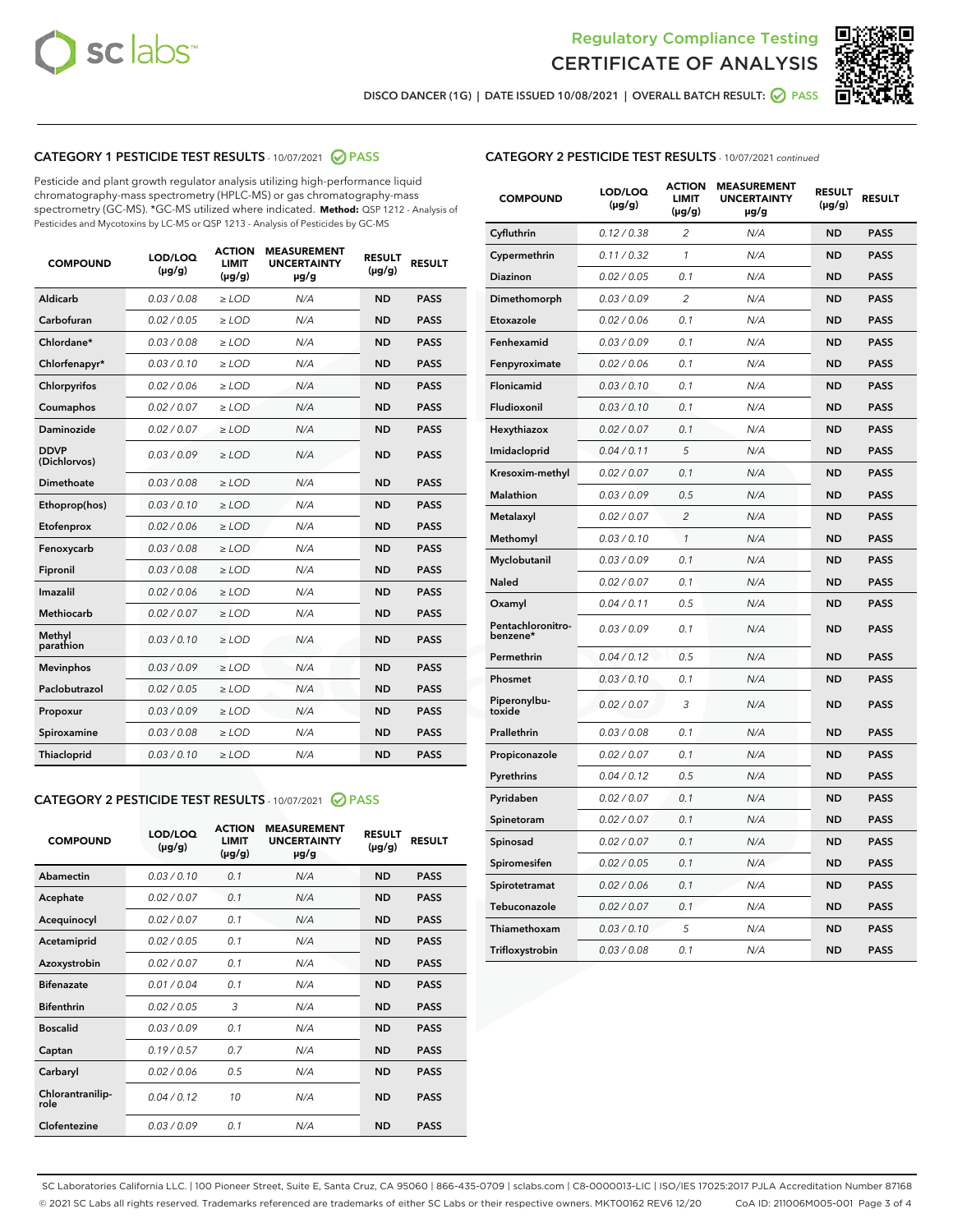Regulatory Compliance Testing
CERTIFICATE OF ANALYSIS

DISCO DANCER (1G) | DATE ISSUED 10/08/2021 | OVERALL BATCH RESULT: PASS

## CATEGORY 1 PESTICIDE TEST RESULTS - 10/07/2021 PASS

Pesticide and plant growth regulator analysis utilizing high-performance liquid chromatography-mass spectrometry (HPLC-MS) or gas chromatography-mass spectrometry (GC-MS). *GC-MS utilized where indicated. **Method:** QSP 1212 - Analysis of Pesticides and Mycotoxins by LC-MS or QSP 1213 - Analysis of Pesticides by GC-MS

| COMPOUND | LOD/LOQ (µg/g) | ACTION LIMIT (µg/g) | MEASUREMENT UNCERTAINTY µg/g | RESULT (µg/g) | RESULT |
|---|---|---|---|---|---|
| Aldicarb | 0.03 / 0.08 | ≥ LOD | N/A | ND | PASS |
| Carbofuran | 0.02 / 0.05 | ≥ LOD | N/A | ND | PASS |
| Chlordane* | 0.03 / 0.08 | ≥ LOD | N/A | ND | PASS |
| Chlorfenapyr* | 0.03 / 0.10 | ≥ LOD | N/A | ND | PASS |
| Chlorpyrifos | 0.02 / 0.06 | ≥ LOD | N/A | ND | PASS |
| Coumaphos | 0.02 / 0.07 | ≥ LOD | N/A | ND | PASS |
| Daminozide | 0.02 / 0.07 | ≥ LOD | N/A | ND | PASS |
| DDVP (Dichlorvos) | 0.03 / 0.09 | ≥ LOD | N/A | ND | PASS |
| Dimethoate | 0.03 / 0.08 | ≥ LOD | N/A | ND | PASS |
| Ethoprop(hos) | 0.03 / 0.10 | ≥ LOD | N/A | ND | PASS |
| Etofenprox | 0.02 / 0.06 | ≥ LOD | N/A | ND | PASS |
| Fenoxycarb | 0.03 / 0.08 | ≥ LOD | N/A | ND | PASS |
| Fipronil | 0.03 / 0.08 | ≥ LOD | N/A | ND | PASS |
| Imazalil | 0.02 / 0.06 | ≥ LOD | N/A | ND | PASS |
| Methiocarb | 0.02 / 0.07 | ≥ LOD | N/A | ND | PASS |
| Methyl parathion | 0.03 / 0.10 | ≥ LOD | N/A | ND | PASS |
| Mevinphos | 0.03 / 0.09 | ≥ LOD | N/A | ND | PASS |
| Paclobutrazol | 0.02 / 0.05 | ≥ LOD | N/A | ND | PASS |
| Propoxur | 0.03 / 0.09 | ≥ LOD | N/A | ND | PASS |
| Spiroxamine | 0.03 / 0.08 | ≥ LOD | N/A | ND | PASS |
| Thiacloprid | 0.03 / 0.10 | ≥ LOD | N/A | ND | PASS |

## CATEGORY 2 PESTICIDE TEST RESULTS - 10/07/2021 PASS

| COMPOUND | LOD/LOQ (µg/g) | ACTION LIMIT (µg/g) | MEASUREMENT UNCERTAINTY µg/g | RESULT (µg/g) | RESULT |
|---|---|---|---|---|---|
| Abamectin | 0.03 / 0.10 | 0.1 | N/A | ND | PASS |
| Acephate | 0.02 / 0.07 | 0.1 | N/A | ND | PASS |
| Acequinocyl | 0.02 / 0.07 | 0.1 | N/A | ND | PASS |
| Acetamiprid | 0.02 / 0.05 | 0.1 | N/A | ND | PASS |
| Azoxystrobin | 0.02 / 0.07 | 0.1 | N/A | ND | PASS |
| Bifenazate | 0.01 / 0.04 | 0.1 | N/A | ND | PASS |
| Bifenthrin | 0.02 / 0.05 | 3 | N/A | ND | PASS |
| Boscalid | 0.03 / 0.09 | 0.1 | N/A | ND | PASS |
| Captan | 0.19 / 0.57 | 0.7 | N/A | ND | PASS |
| Carbaryl | 0.02 / 0.06 | 0.5 | N/A | ND | PASS |
| Chlorantraniliprole | 0.04 / 0.12 | 10 | N/A | ND | PASS |
| Clofentezine | 0.03 / 0.09 | 0.1 | N/A | ND | PASS |
| Cyfluthrin | 0.12 / 0.38 | 2 | N/A | ND | PASS |
| Cypermethrin | 0.11 / 0.32 | 1 | N/A | ND | PASS |
| Diazinon | 0.02 / 0.05 | 0.1 | N/A | ND | PASS |
| Dimethomorph | 0.03 / 0.09 | 2 | N/A | ND | PASS |
| Etoxazole | 0.02 / 0.06 | 0.1 | N/A | ND | PASS |
| Fenhexamid | 0.03 / 0.09 | 0.1 | N/A | ND | PASS |
| Fenpyroximate | 0.02 / 0.06 | 0.1 | N/A | ND | PASS |
| Flonicamid | 0.03 / 0.10 | 0.1 | N/A | ND | PASS |
| Fludioxonil | 0.03 / 0.10 | 0.1 | N/A | ND | PASS |
| Hexythiazox | 0.02 / 0.07 | 0.1 | N/A | ND | PASS |
| Imidacloprid | 0.04 / 0.11 | 5 | N/A | ND | PASS |
| Kresoxim-methyl | 0.02 / 0.07 | 0.1 | N/A | ND | PASS |
| Malathion | 0.03 / 0.09 | 0.5 | N/A | ND | PASS |
| Metalaxyl | 0.02 / 0.07 | 2 | N/A | ND | PASS |
| Methomyl | 0.03 / 0.10 | 1 | N/A | ND | PASS |
| Myclobutanil | 0.03 / 0.09 | 0.1 | N/A | ND | PASS |
| Naled | 0.02 / 0.07 | 0.1 | N/A | ND | PASS |
| Oxamyl | 0.04 / 0.11 | 0.5 | N/A | ND | PASS |
| Pentachloronitrobenzene* | 0.03 / 0.09 | 0.1 | N/A | ND | PASS |
| Permethrin | 0.04 / 0.12 | 0.5 | N/A | ND | PASS |
| Phosmet | 0.03 / 0.10 | 0.1 | N/A | ND | PASS |
| Piperonylbutoxide | 0.02 / 0.07 | 3 | N/A | ND | PASS |
| Prallethrin | 0.03 / 0.08 | 0.1 | N/A | ND | PASS |
| Propiconazole | 0.02 / 0.07 | 0.1 | N/A | ND | PASS |
| Pyrethrins | 0.04 / 0.12 | 0.5 | N/A | ND | PASS |
| Pyridaben | 0.02 / 0.07 | 0.1 | N/A | ND | PASS |
| Spinetoram | 0.02 / 0.07 | 0.1 | N/A | ND | PASS |
| Spinosad | 0.02 / 0.07 | 0.1 | N/A | ND | PASS |
| Spiromesifen | 0.02 / 0.05 | 0.1 | N/A | ND | PASS |
| Spirotetramat | 0.02 / 0.06 | 0.1 | N/A | ND | PASS |
| Tebuconazole | 0.02 / 0.07 | 0.1 | N/A | ND | PASS |
| Thiamethoxam | 0.03 / 0.10 | 5 | N/A | ND | PASS |
| Trifloxystrobin | 0.03 / 0.08 | 0.1 | N/A | ND | PASS |

SC Laboratories California LLC. | 100 Pioneer Street, Suite E, Santa Cruz, CA 95060 | 866-435-0709 | sclabs.com | C8-0000013-LIC | ISO/IES 17025:2017 PJLA Accreditation Number 87168
© 2021 SC Labs all rights reserved. Trademarks referenced are trademarks of either SC Labs or their respective owners. MKT00162 REV6 12/20 CoA ID: 211006M005-001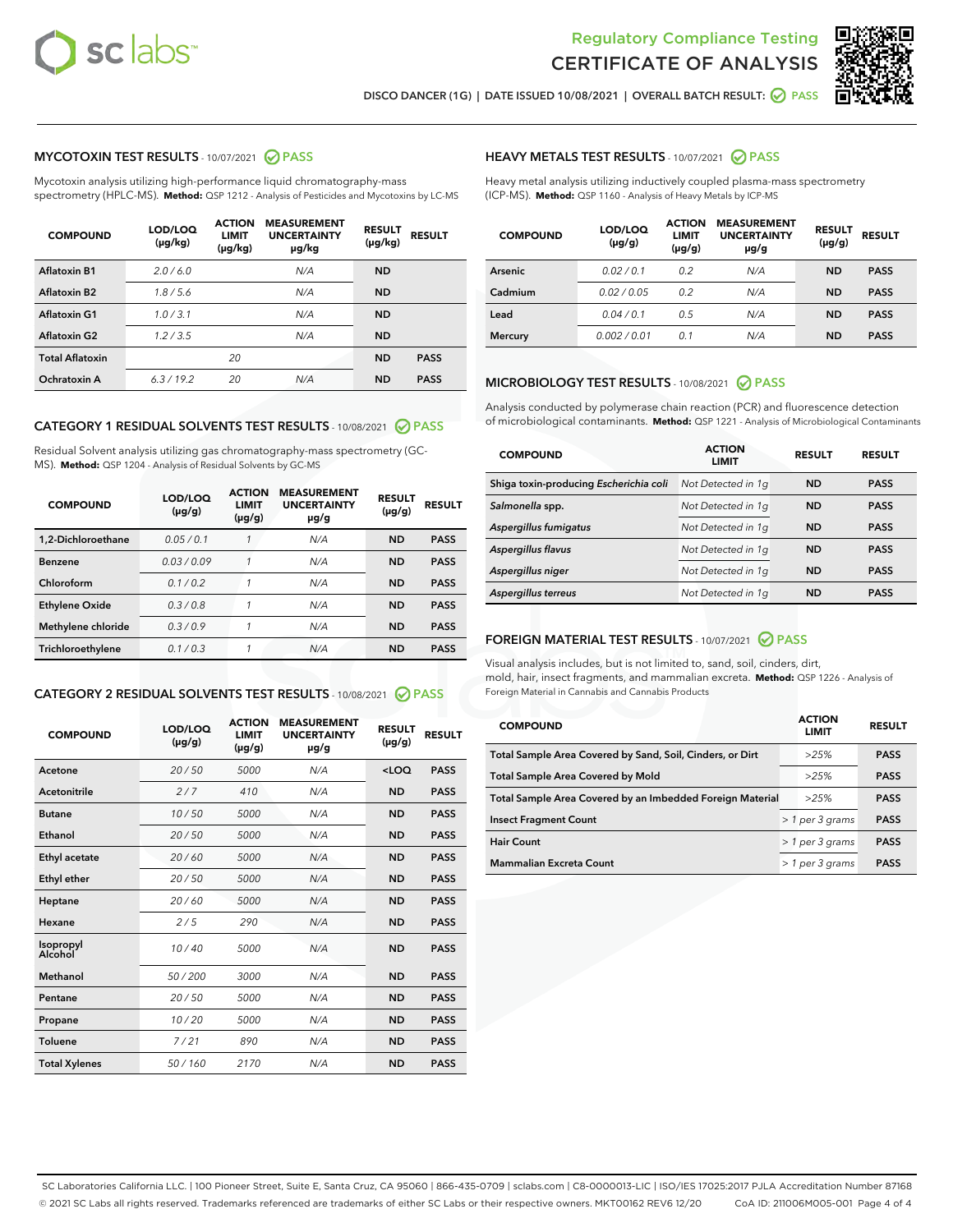Regulatory Compliance Testing
# CERTIFICATE OF ANALYSIS

DISCO DANCER (1G) | DATE ISSUED 10/08/2021 | OVERALL BATCH RESULT: PASS

## MYCOTOXIN TEST RESULTS - 10/07/2021 PASS

Mycotoxin analysis utilizing high-performance liquid chromatography-mass spectrometry (HPLC-MS). **Method:** QSP 1212 - Analysis of Pesticides and Mycotoxins by LC-MS

| COMPOUND | LOD/LOQ (μg/kg) | ACTION LIMIT (μg/kg) | MEASUREMENT UNCERTAINTY μg/kg | RESULT (μg/kg) | RESULT |
|---|---|---|---|---|---|
| Aflatoxin B1 | 2.0 / 6.0 | | N/A | ND | |
| Aflatoxin B2 | 1.8 / 5.6 | | N/A | ND | |
| Aflatoxin G1 | 1.0 / 3.1 | | N/A | ND | |
| Aflatoxin G2 | 1.2 / 3.5 | | N/A | ND | |
| Total Aflatoxin | | 20 | | ND | PASS |
| Ochratoxin A | 6.3 / 19.2 | 20 | N/A | ND | PASS |

## CATEGORY 1 RESIDUAL SOLVENTS TEST RESULTS - 10/08/2021 PASS

Residual Solvent analysis utilizing gas chromatography-mass spectrometry (GC-MS). **Method:** QSP 1204 - Analysis of Residual Solvents by GC-MS

| COMPOUND | LOD/LOQ (μg/g) | ACTION LIMIT (μg/g) | MEASUREMENT UNCERTAINTY μg/g | RESULT (μg/g) | RESULT |
|---|---|---|---|---|---|
| 1,2-Dichloroethane | 0.05 / 0.1 | 1 | N/A | ND | PASS |
| Benzene | 0.03 / 0.09 | 1 | N/A | ND | PASS |
| Chloroform | 0.1 / 0.2 | 1 | N/A | ND | PASS |
| Ethylene Oxide | 0.3 / 0.8 | 1 | N/A | ND | PASS |
| Methylene chloride | 0.3 / 0.9 | 1 | N/A | ND | PASS |
| Trichloroethylene | 0.1 / 0.3 | 1 | N/A | ND | PASS |

## CATEGORY 2 RESIDUAL SOLVENTS TEST RESULTS - 10/08/2021 PASS

| COMPOUND | LOD/LOQ (μg/g) | ACTION LIMIT (μg/g) | MEASUREMENT UNCERTAINTY μg/g | RESULT (μg/g) | RESULT |
|---|---|---|---|---|---|
| Acetone | 20 / 50 | 5000 | N/A | <LOQ | PASS |
| Acetonitrile | 2 / 7 | 410 | N/A | ND | PASS |
| Butane | 10 / 50 | 5000 | N/A | ND | PASS |
| Ethanol | 20 / 50 | 5000 | N/A | ND | PASS |
| Ethyl acetate | 20 / 60 | 5000 | N/A | ND | PASS |
| Ethyl ether | 20 / 50 | 5000 | N/A | ND | PASS |
| Heptane | 20 / 60 | 5000 | N/A | ND | PASS |
| Hexane | 2 / 5 | 290 | N/A | ND | PASS |
| Isopropyl Alcohol | 10 / 40 | 5000 | N/A | ND | PASS |
| Methanol | 50 / 200 | 3000 | N/A | ND | PASS |
| Pentane | 20 / 50 | 5000 | N/A | ND | PASS |
| Propane | 10 / 20 | 5000 | N/A | ND | PASS |
| Toluene | 7 / 21 | 890 | N/A | ND | PASS |
| Total Xylenes | 50 / 160 | 2170 | N/A | ND | PASS |

## HEAVY METALS TEST RESULTS - 10/07/2021 PASS

Heavy metal analysis utilizing inductively coupled plasma-mass spectrometry (ICP-MS). **Method:** QSP 1160 - Analysis of Heavy Metals by ICP-MS

| COMPOUND | LOD/LOQ (μg/g) | ACTION LIMIT (μg/g) | MEASUREMENT UNCERTAINTY μg/g | RESULT (μg/g) | RESULT |
|---|---|---|---|---|---|
| Arsenic | 0.02 / 0.1 | 0.2 | N/A | ND | PASS |
| Cadmium | 0.02 / 0.05 | 0.2 | N/A | ND | PASS |
| Lead | 0.04 / 0.1 | 0.5 | N/A | ND | PASS |
| Mercury | 0.002 / 0.01 | 0.1 | N/A | ND | PASS |

## MICROBIOLOGY TEST RESULTS - 10/08/2021 PASS

Analysis conducted by polymerase chain reaction (PCR) and fluorescence detection of microbiological contaminants. **Method:** QSP 1221 - Analysis of Microbiological Contaminants

| COMPOUND | ACTION LIMIT | RESULT | RESULT |
|---|---|---|---|
| Shiga toxin-producing *Escherichia coli* | Not Detected in 1g | ND | PASS |
| *Salmonella* spp. | Not Detected in 1g | ND | PASS |
| *Aspergillus fumigatus* | Not Detected in 1g | ND | PASS |
| *Aspergillus flavus* | Not Detected in 1g | ND | PASS |
| *Aspergillus niger* | Not Detected in 1g | ND | PASS |
| *Aspergillus terreus* | Not Detected in 1g | ND | PASS |

## FOREIGN MATERIAL TEST RESULTS - 10/07/2021 PASS

Visual analysis includes, but is not limited to, sand, soil, cinders, dirt, mold, hair, insect fragments, and mammalian excreta. **Method:** QSP 1226 - Analysis of Foreign Material in Cannabis and Cannabis Products

| COMPOUND | ACTION LIMIT | RESULT |
|---|---|---|
| Total Sample Area Covered by Sand, Soil, Cinders, or Dirt | >25% | PASS |
| Total Sample Area Covered by Mold | >25% | PASS |
| Total Sample Area Covered by an Imbedded Foreign Material | >25% | PASS |
| Insect Fragment Count | > 1 per 3 grams | PASS |
| Hair Count | > 1 per 3 grams | PASS |
| Mammalian Excreta Count | > 1 per 3 grams | PASS |

SC Laboratories California LLC. | 100 Pioneer Street, Suite E, Santa Cruz, CA 95060 | 866-435-0709 | sclabs.com | C8-0000013-LIC | ISO/IES 17025:2017 PJLA Accreditation Number 87168
© 2021 SC Labs all rights reserved. Trademarks referenced are trademarks of either SC Labs or their respective owners. MKT00162 REV6 12/20 CoA ID: 211006M005-001